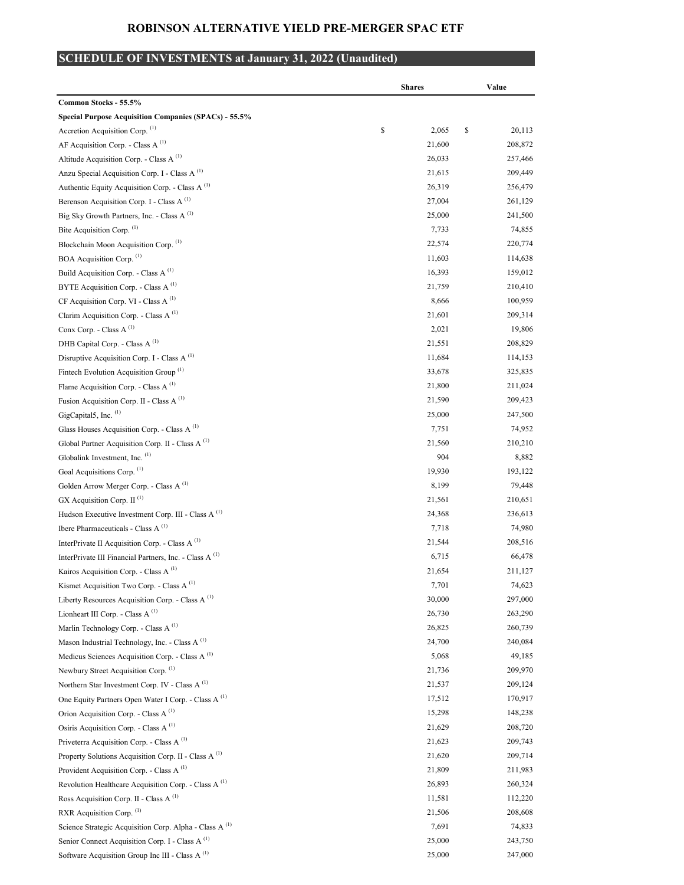# ROBINSON ALTERNATIVE YIELD PRE-MERGER SPAC ETF

## SCHEDULE OF INVESTMENTS at January 31, 2022 (Unaudited)

| | Shares | Value |
|---|---|---|
| **Common Stocks - 55.5%** | | |
| **Special Purpose Acquisition Companies (SPACs) - 55.5%** | | |
| Accretion Acquisition Corp. [(1)] | $ 2,065 | $ 20,113 |
| AF Acquisition Corp. - Class A [(1)] | 21,600 | 208,872 |
| Altitude Acquisition Corp. - Class A [(1)] | 26,033 | 257,466 |
| Anzu Special Acquisition Corp. I - Class A [(1)] | 21,615 | 209,449 |
| Authentic Equity Acquisition Corp. - Class A [(1)] | 26,319 | 256,479 |
| Berenson Acquisition Corp. I - Class A [(1)] | 27,004 | 261,129 |
| Big Sky Growth Partners, Inc. - Class A [(1)] | 25,000 | 241,500 |
| Bite Acquisition Corp. [(1)] | 7,733 | 74,855 |
| Blockchain Moon Acquisition Corp. [(1)] | 22,574 | 220,774 |
| BOA Acquisition Corp. [(1)] | 11,603 | 114,638 |
| Build Acquisition Corp. - Class A [(1)] | 16,393 | 159,012 |
| BYTE Acquisition Corp. - Class A [(1)] | 21,759 | 210,410 |
| CF Acquisition Corp. VI - Class A [(1)] | 8,666 | 100,959 |
| Clarim Acquisition Corp. - Class A [(1)] | 21,601 | 209,314 |
| Conx Corp. - Class A [(1)] | 2,021 | 19,806 |
| DHB Capital Corp. - Class A [(1)] | 21,551 | 208,829 |
| Disruptive Acquisition Corp. I - Class A [(1)] | 11,684 | 114,153 |
| Fintech Evolution Acquisition Group [(1)] | 33,678 | 325,835 |
| Flame Acquisition Corp. - Class A [(1)] | 21,800 | 211,024 |
| Fusion Acquisition Corp. II - Class A [(1)] | 21,590 | 209,423 |
| GigCapital5, Inc. [(1)] | 25,000 | 247,500 |
| Glass Houses Acquisition Corp. - Class A [(1)] | 7,751 | 74,952 |
| Global Partner Acquisition Corp. II - Class A [(1)] | 21,560 | 210,210 |
| Globalink Investment, Inc. [(1)] | 904 | 8,882 |
| Goal Acquisitions Corp. [(1)] | 19,930 | 193,122 |
| Golden Arrow Merger Corp. - Class A [(1)] | 8,199 | 79,448 |
| GX Acquisition Corp. II [(1)] | 21,561 | 210,651 |
| Hudson Executive Investment Corp. III - Class A [(1)] | 24,368 | 236,613 |
| Ibere Pharmaceuticals - Class A [(1)] | 7,718 | 74,980 |
| InterPrivate II Acquisition Corp. - Class A [(1)] | 21,544 | 208,516 |
| InterPrivate III Financial Partners, Inc. - Class A [(1)] | 6,715 | 66,478 |
| Kairos Acquisition Corp. - Class A [(1)] | 21,654 | 211,127 |
| Kismet Acquisition Two Corp. - Class A [(1)] | 7,701 | 74,623 |
| Liberty Resources Acquisition Corp. - Class A [(1)] | 30,000 | 297,000 |
| Lionheart III Corp. - Class A [(1)] | 26,730 | 263,290 |
| Marlin Technology Corp. - Class A [(1)] | 26,825 | 260,739 |
| Mason Industrial Technology, Inc. - Class A [(1)] | 24,700 | 240,084 |
| Medicus Sciences Acquisition Corp. - Class A [(1)] | 5,068 | 49,185 |
| Newbury Street Acquisition Corp. [(1)] | 21,736 | 209,970 |
| Northern Star Investment Corp. IV - Class A [(1)] | 21,537 | 209,124 |
| One Equity Partners Open Water I Corp. - Class A [(1)] | 17,512 | 170,917 |
| Orion Acquisition Corp. - Class A [(1)] | 15,298 | 148,238 |
| Osiris Acquisition Corp. - Class A [(1)] | 21,629 | 208,720 |
| Priveterra Acquisition Corp. - Class A [(1)] | 21,623 | 209,743 |
| Property Solutions Acquisition Corp. II - Class A [(1)] | 21,620 | 209,714 |
| Provident Acquisition Corp. - Class A [(1)] | 21,809 | 211,983 |
| Revolution Healthcare Acquisition Corp. - Class A [(1)] | 26,893 | 260,324 |
| Ross Acquisition Corp. II - Class A [(1)] | 11,581 | 112,220 |
| RXR Acquisition Corp. [(1)] | 21,506 | 208,608 |
| Science Strategic Acquisition Corp. Alpha - Class A [(1)] | 7,691 | 74,833 |
| Senior Connect Acquisition Corp. I - Class A [(1)] | 25,000 | 243,750 |
| Software Acquisition Group Inc III - Class A [(1)] | 25,000 | 247,000 |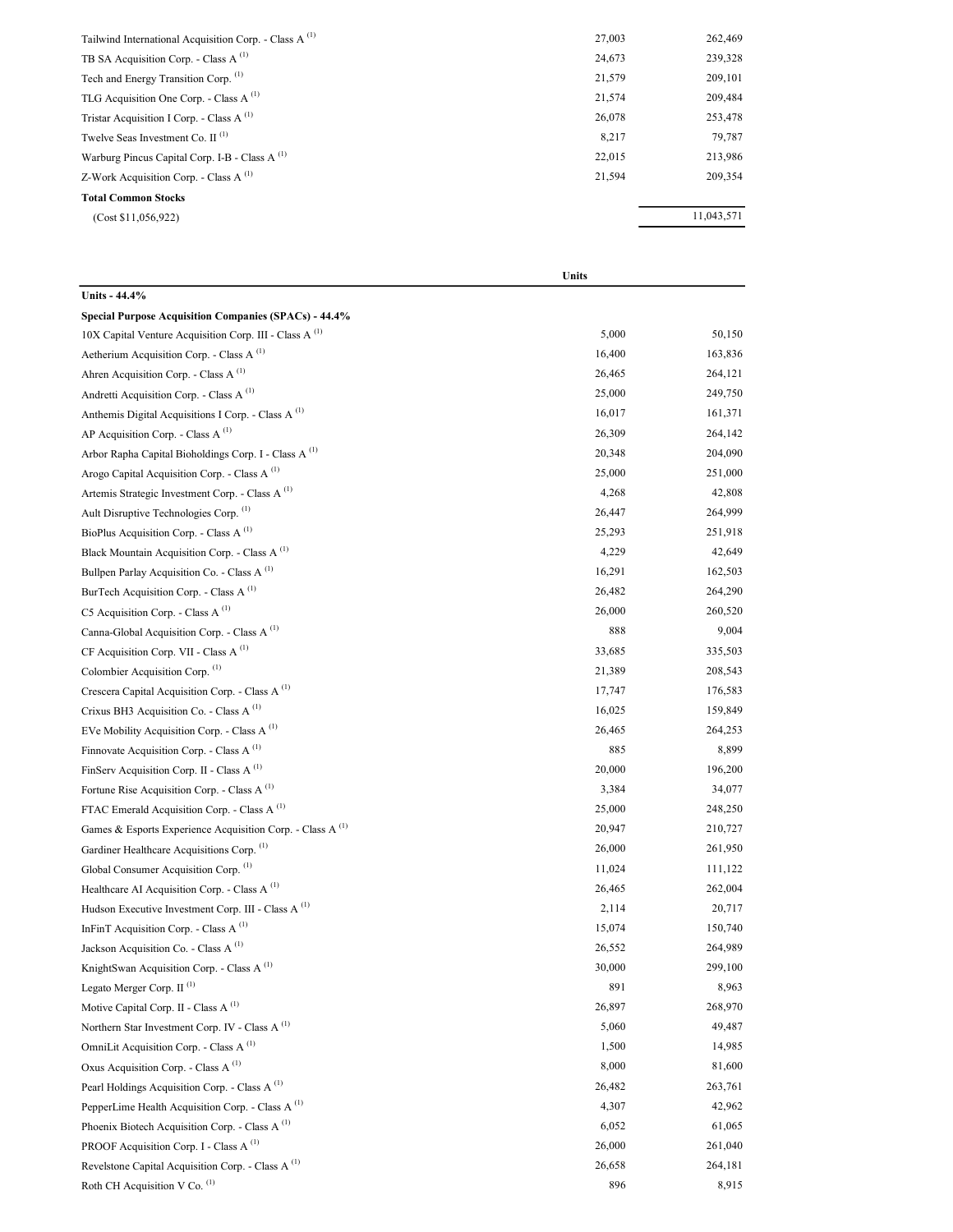| | | |
|---|---|---|
| Tailwind International Acquisition Corp. - Class A [1] | 27,003 | 262,469 |
| TB SA Acquisition Corp. - Class A [1] | 24,673 | 239,328 |
| Tech and Energy Transition Corp. [1] | 21,579 | 209,101 |
| TLG Acquisition One Corp. - Class A [1] | 21,574 | 209,484 |
| Tristar Acquisition I Corp. - Class A [1] | 26,078 | 253,478 |
| Twelve Seas Investment Co. II [1] | 8,217 | 79,787 |
| Warburg Pincus Capital Corp. I-B - Class A [1] | 22,015 | 213,986 |
| Z-Work Acquisition Corp. - Class A [1] | 21,594 | 209,354 |
| **Total Common Stocks** | | |
| (Cost $11,056,922) | | 11,043,571 |

| | Units | |
|---|---|---|
| **Units - 44.4%** | | |
| **Special Purpose Acquisition Companies (SPACs) - 44.4%** | | |
| 10X Capital Venture Acquisition Corp. III - Class A [1] | 5,000 | 50,150 |
| Aetherium Acquisition Corp. - Class A [1] | 16,400 | 163,836 |
| Ahren Acquisition Corp. - Class A [1] | 26,465 | 264,121 |
| Andretti Acquisition Corp. - Class A [1] | 25,000 | 249,750 |
| Anthemis Digital Acquisitions I Corp. - Class A [1] | 16,017 | 161,371 |
| AP Acquisition Corp. - Class A [1] | 26,309 | 264,142 |
| Arbor Rapha Capital Bioholdings Corp. I - Class A [1] | 20,348 | 204,090 |
| Arogo Capital Acquisition Corp. - Class A [1] | 25,000 | 251,000 |
| Artemis Strategic Investment Corp. - Class A [1] | 4,268 | 42,808 |
| Ault Disruptive Technologies Corp. [1] | 26,447 | 264,999 |
| BioPlus Acquisition Corp. - Class A [1] | 25,293 | 251,918 |
| Black Mountain Acquisition Corp. - Class A [1] | 4,229 | 42,649 |
| Bullpen Parlay Acquisition Co. - Class A [1] | 16,291 | 162,503 |
| BurTech Acquisition Corp. - Class A [1] | 26,482 | 264,290 |
| C5 Acquisition Corp. - Class A [1] | 26,000 | 260,520 |
| Canna-Global Acquisition Corp. - Class A [1] | 888 | 9,004 |
| CF Acquisition Corp. VII - Class A [1] | 33,685 | 335,503 |
| Colombier Acquisition Corp. [1] | 21,389 | 208,543 |
| Crescera Capital Acquisition Corp. - Class A [1] | 17,747 | 176,583 |
| Crixus BH3 Acquisition Co. - Class A [1] | 16,025 | 159,849 |
| EVe Mobility Acquisition Corp. - Class A [1] | 26,465 | 264,253 |
| Finnovate Acquisition Corp. - Class A [1] | 885 | 8,899 |
| FinServ Acquisition Corp. II - Class A [1] | 20,000 | 196,200 |
| Fortune Rise Acquisition Corp. - Class A [1] | 3,384 | 34,077 |
| FTAC Emerald Acquisition Corp. - Class A [1] | 25,000 | 248,250 |
| Games & Esports Experience Acquisition Corp. - Class A [1] | 20,947 | 210,727 |
| Gardiner Healthcare Acquisitions Corp. [1] | 26,000 | 261,950 |
| Global Consumer Acquisition Corp. [1] | 11,024 | 111,122 |
| Healthcare AI Acquisition Corp. - Class A [1] | 26,465 | 262,004 |
| Hudson Executive Investment Corp. III - Class A [1] | 2,114 | 20,717 |
| InFinT Acquisition Corp. - Class A [1] | 15,074 | 150,740 |
| Jackson Acquisition Co. - Class A [1] | 26,552 | 264,989 |
| KnightSwan Acquisition Corp. - Class A [1] | 30,000 | 299,100 |
| Legato Merger Corp. II [1] | 891 | 8,963 |
| Motive Capital Corp. II - Class A [1] | 26,897 | 268,970 |
| Northern Star Investment Corp. IV - Class A [1] | 5,060 | 49,487 |
| OmniLit Acquisition Corp. - Class A [1] | 1,500 | 14,985 |
| Oxus Acquisition Corp. - Class A [1] | 8,000 | 81,600 |
| Pearl Holdings Acquisition Corp. - Class A [1] | 26,482 | 263,761 |
| PepperLime Health Acquisition Corp. - Class A [1] | 4,307 | 42,962 |
| Phoenix Biotech Acquisition Corp. - Class A [1] | 6,052 | 61,065 |
| PROOF Acquisition Corp. I - Class A [1] | 26,000 | 261,040 |
| Revelstone Capital Acquisition Corp. - Class A [1] | 26,658 | 264,181 |
| Roth CH Acquisition V Co. [1] | 896 | 8,915 |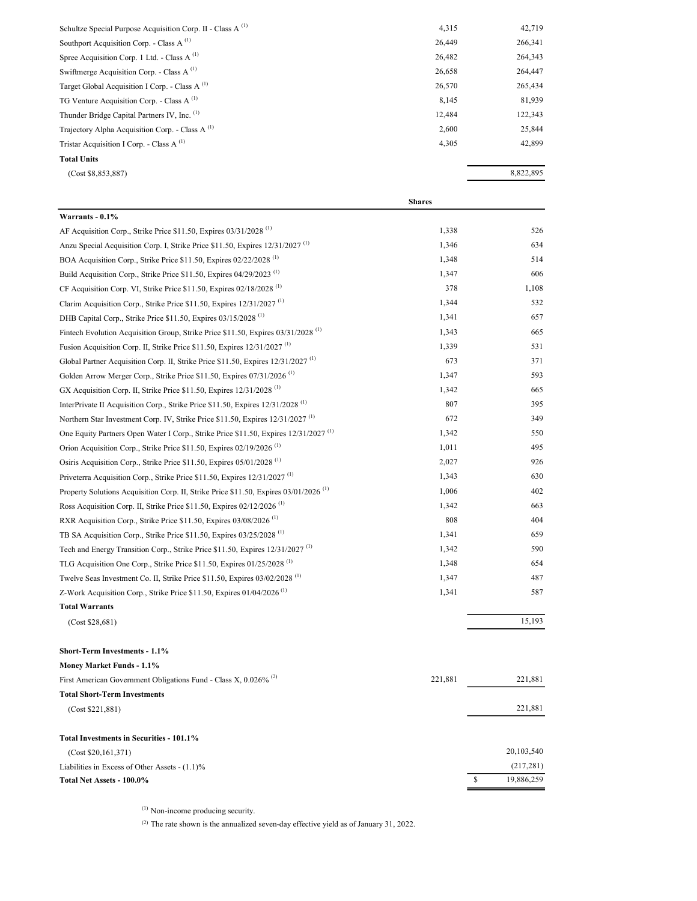| | | |
|---|---|---|
| Schultze Special Purpose Acquisition Corp. II - Class A [(1)] | 4,315 | 42,719 |
| Southport Acquisition Corp. - Class A [(1)] | 26,449 | 266,341 |
| Spree Acquisition Corp. 1 Ltd. - Class A [(1)] | 26,482 | 264,343 |
| Swiftmerge Acquisition Corp. - Class A [(1)] | 26,658 | 264,447 |
| Target Global Acquisition I Corp. - Class A [(1)] | 26,570 | 265,434 |
| TG Venture Acquisition Corp. - Class A [(1)] | 8,145 | 81,939 |
| Thunder Bridge Capital Partners IV, Inc. [(1)] | 12,484 | 122,343 |
| Trajectory Alpha Acquisition Corp. - Class A [(1)] | 2,600 | 25,844 |
| Tristar Acquisition I Corp. - Class A [(1)] | 4,305 | 42,899 |
| **Total Units** | | |
| (Cost $8,853,887) | | 8,822,895 |

| | Shares | |
|---|---|---|
| **Warrants - 0.1%** | | |
| AF Acquisition Corp., Strike Price $11.50, Expires 03/31/2028 [(1)] | 1,338 | 526 |
| Anzu Special Acquisition Corp. I, Strike Price $11.50, Expires 12/31/2027 [(1)] | 1,346 | 634 |
| BOA Acquisition Corp., Strike Price $11.50, Expires 02/22/2028 [(1)] | 1,348 | 514 |
| Build Acquisition Corp., Strike Price $11.50, Expires 04/29/2023 [(1)] | 1,347 | 606 |
| CF Acquisition Corp. VI, Strike Price $11.50, Expires 02/18/2028 [(1)] | 378 | 1,108 |
| Clarim Acquisition Corp., Strike Price $11.50, Expires 12/31/2027 [(1)] | 1,344 | 532 |
| DHB Capital Corp., Strike Price $11.50, Expires 03/15/2028 [(1)] | 1,341 | 657 |
| Fintech Evolution Acquisition Group, Strike Price $11.50, Expires 03/31/2028 [(1)] | 1,343 | 665 |
| Fusion Acquisition Corp. II, Strike Price $11.50, Expires 12/31/2027 [(1)] | 1,339 | 531 |
| Global Partner Acquisition Corp. II, Strike Price $11.50, Expires 12/31/2027 [(1)] | 673 | 371 |
| Golden Arrow Merger Corp., Strike Price $11.50, Expires 07/31/2026 [(1)] | 1,347 | 593 |
| GX Acquisition Corp. II, Strike Price $11.50, Expires 12/31/2028 [(1)] | 1,342 | 665 |
| InterPrivate II Acquisition Corp., Strike Price $11.50, Expires 12/31/2028 [(1)] | 807 | 395 |
| Northern Star Investment Corp. IV, Strike Price $11.50, Expires 12/31/2027 [(1)] | 672 | 349 |
| One Equity Partners Open Water I Corp., Strike Price $11.50, Expires 12/31/2027 [(1)] | 1,342 | 550 |
| Orion Acquisition Corp., Strike Price $11.50, Expires 02/19/2026 [(1)] | 1,011 | 495 |
| Osiris Acquisition Corp., Strike Price $11.50, Expires 05/01/2028 [(1)] | 2,027 | 926 |
| Priveterra Acquisition Corp., Strike Price $11.50, Expires 12/31/2027 [(1)] | 1,343 | 630 |
| Property Solutions Acquisition Corp. II, Strike Price $11.50, Expires 03/01/2026 [(1)] | 1,006 | 402 |
| Ross Acquisition Corp. II, Strike Price $11.50, Expires 02/12/2026 [(1)] | 1,342 | 663 |
| RXR Acquisition Corp., Strike Price $11.50, Expires 03/08/2026 [(1)] | 808 | 404 |
| TB SA Acquisition Corp., Strike Price $11.50, Expires 03/25/2028 [(1)] | 1,341 | 659 |
| Tech and Energy Transition Corp., Strike Price $11.50, Expires 12/31/2027 [(1)] | 1,342 | 590 |
| TLG Acquisition One Corp., Strike Price $11.50, Expires 01/25/2028 [(1)] | 1,348 | 654 |
| Twelve Seas Investment Co. II, Strike Price $11.50, Expires 03/02/2028 [(1)] | 1,347 | 487 |
| Z-Work Acquisition Corp., Strike Price $11.50, Expires 01/04/2026 [(1)] | 1,341 | 587 |
| **Total Warrants** | | |
| (Cost $28,681) | | 15,193 |
| | | |
| **Short-Term Investments - 1.1%** | | |
| **Money Market Funds - 1.1%** | | |
| First American Government Obligations Fund - Class X, 0.026% [(2)] | 221,881 | 221,881 |
| **Total Short-Term Investments** | | |
| (Cost $221,881) | | 221,881 |
| | | |
| **Total Investments in Securities - 101.1%** | | |
| (Cost $20,161,371) | | 20,103,540 |
| Liabilities in Excess of Other Assets - (1.1)% | | (217,281) |
| **Total Net Assets - 100.0%** | | $ 19,886,259 |

[(1)] Non-income producing security.

[(2)] The rate shown is the annualized seven-day effective yield as of January 31, 2022.